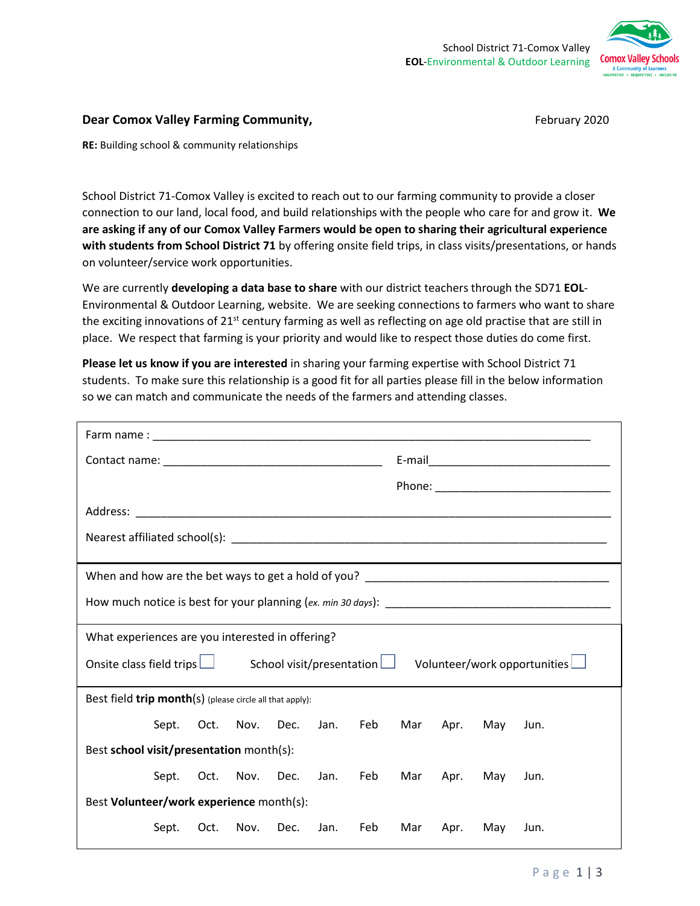School District 71-Comox Valley
**EOL**-Environmental & Outdoor Learning

Comox Valley Schools
A Community of Learners
INNOVATIVE • INQUISITIVE • INCLUSIVE

**Dear Comox Valley Farming Community,**

February 2020

**RE:** Building school & community relationships

School District 71-Comox Valley is excited to reach out to our farming community to provide a closer connection to our land, local food, and build relationships with the people who care for and grow it. **We are asking if any of our Comox Valley Farmers would be open to sharing their agricultural experience with students from School District 71** by offering onsite field trips, in class visits/presentations, or hands on volunteer/service work opportunities.

We are currently **developing a data base to share** with our district teachers through the SD71 **EOL**-Environmental & Outdoor Learning, website. We are seeking connections to farmers who want to share the exciting innovations of 21st century farming as well as reflecting on age old practise that are still in place. We respect that farming is your priority and would like to respect those duties do come first.

**Please let us know if you are interested** in sharing your farming expertise with School District 71 students. To make sure this relationship is a good fit for all parties please fill in the below information so we can match and communicate the needs of the farmers and attending classes.

Farm name : ___________________________________________________________________

Contact name: ___________________________________ E-mail_____________________________

Phone: _____________________________

Address: _________________________________________________________________________

Nearest affiliated school(s): _______________________________________________________

When and how are the bet ways to get a hold of you? _______________________________________

How much notice is best for your planning (*ex. min 30 days*): ____________________________________

What experiences are you interested in offering?

Onsite class field trips ☐ School visit/presentation ☐ Volunteer/work opportunities ☐

Best field **trip month**(s) (please circle all that apply):

Sept. Oct. Nov. Dec. Jan. Feb Mar Apr. May Jun.

Best **school visit/presentation** month(s):

Sept. Oct. Nov. Dec. Jan. Feb Mar Apr. May Jun.

Best **Volunteer/work experience** month(s):

Sept. Oct. Nov. Dec. Jan. Feb Mar Apr. May Jun.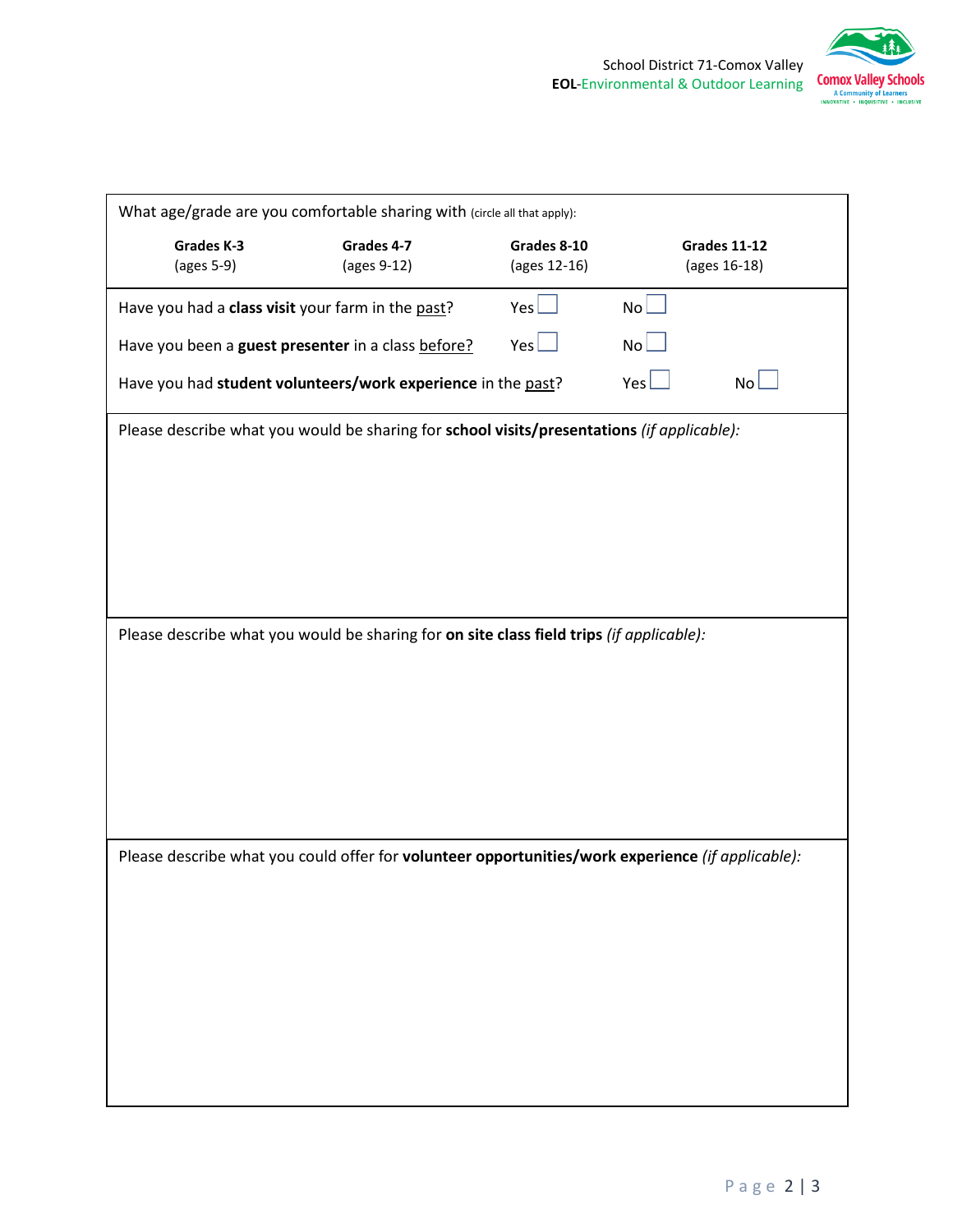What age/grade are you comfortable sharing with (circle all that apply):

| Grades K-3 | Grades 4-7 | Grades 8-10 | Grades 11-12 |
|---|---|---|---|
| (ages 5-9) | (ages 9-12) | (ages 12-16) | (ages 16-18) |

Have you had a **class visit** your farm in the past? Yes ☐ No ☐

Have you been a **guest presenter** in a class before? Yes ☐ No ☐

Have you had **student volunteers/work experience** in the past? Yes ☐ No ☐

Please describe what you would be sharing for **school visits/presentations** *(if applicable):*

Please describe what you would be sharing for **on site class field trips** *(if applicable):*

Please describe what you could offer for **volunteer opportunities/work experience** *(if applicable):*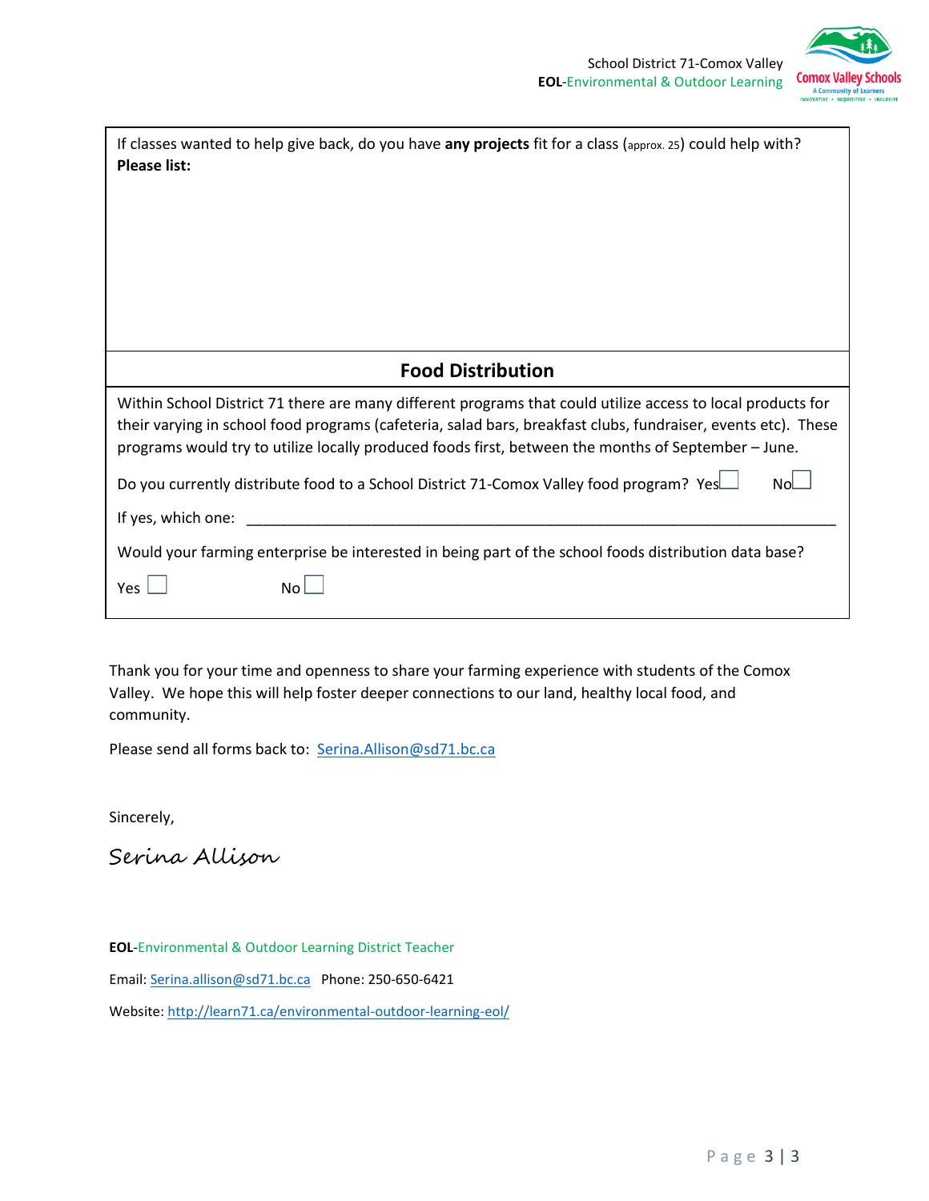If classes wanted to help give back, do you have **any projects** fit for a class (approx. 25) could help with?
**Please list:**

## Food Distribution

Within School District 71 there are many different programs that could utilize access to local products for their varying in school food programs (cafeteria, salad bars, breakfast clubs, fundraiser, events etc). These programs would try to utilize locally produced foods first, between the months of September – June.

Do you currently distribute food to a School District 71-Comox Valley food program? Yes ☐ No ☐

If yes, which one: ___________________________________________________________________________

Would your farming enterprise be interested in being part of the school foods distribution data base?

Yes ☐ No ☐

Thank you for your time and openness to share your farming experience with students of the Comox Valley. We hope this will help foster deeper connections to our land, healthy local food, and community.

Please send all forms back to: Serina.Allison@sd71.bc.ca

Sincerely,

*Serina Allison*

**EOL**-Environmental & Outdoor Learning District Teacher

Email: Serina.allison@sd71.bc.ca Phone: 250-650-6421

Website: http://learn71.ca/environmental-outdoor-learning-eol/